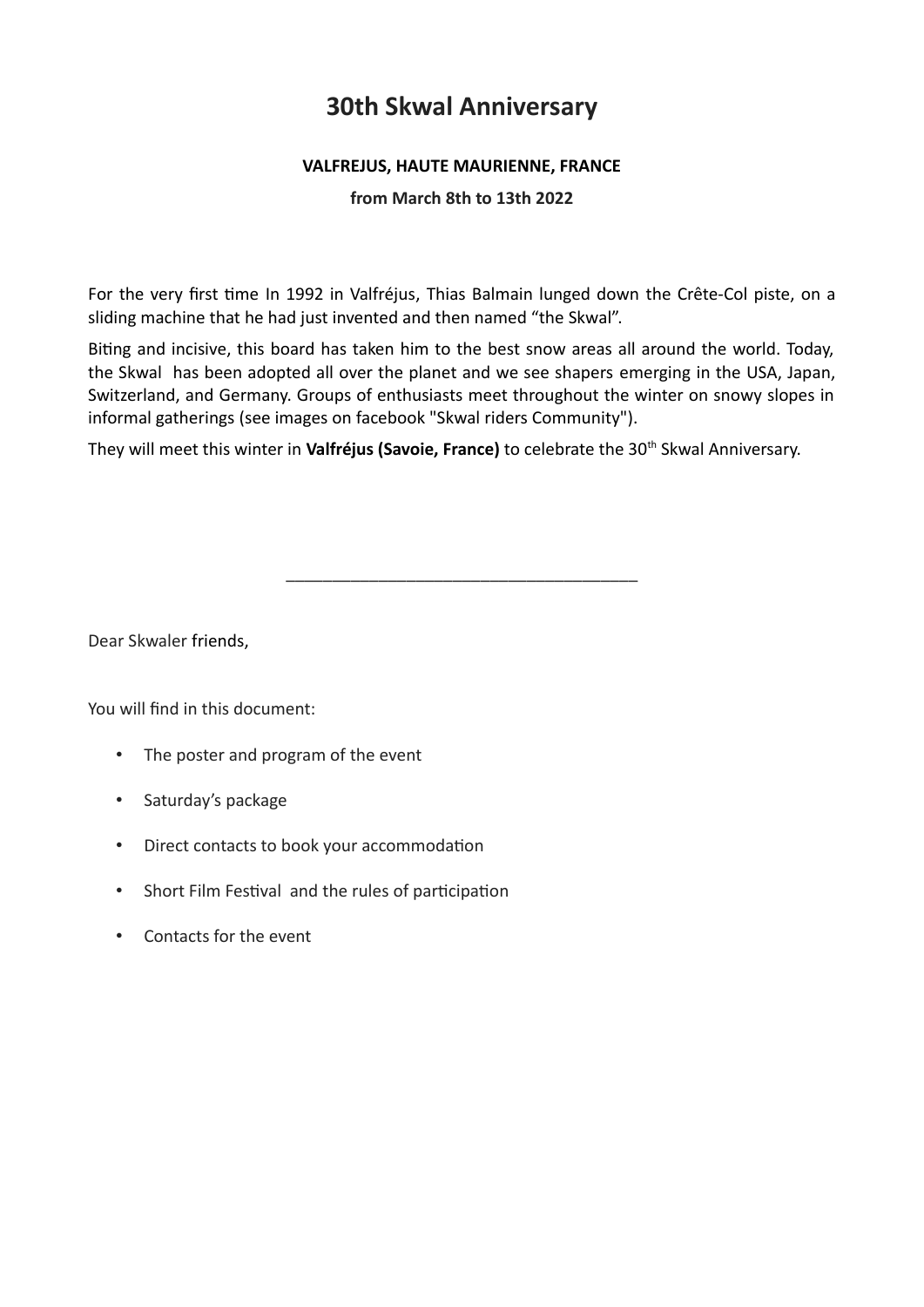# 30th Skwal Anniversary

**VALFREJUS, HAUTE MAURIENNE, FRANCE**

**from March 8th to 13th 2022**

For the very first time In 1992 in Valfréjus, Thias Balmain lunged down the Crête-Col piste, on a sliding machine that he had just invented and then named “the Skwal”.

Biting and incisive, this board has taken him to the best snow areas all around the world. Today, the Skwal has been adopted all over the planet and we see shapers emerging in the USA, Japan, Switzerland, and Germany. Groups of enthusiasts meet throughout the winter on snowy slopes in informal gatherings (see images on facebook "Skwal riders Community").

They will meet this winter in **Valfréjus (Savoie, France)** to celebrate the 30th Skwal Anniversary.

---

Dear Skwaler friends,

You will find in this document:

- The poster and program of the event
- Saturday’s package
- Direct contacts to book your accommodation
- Short Film Festival and the rules of participation
- Contacts for the event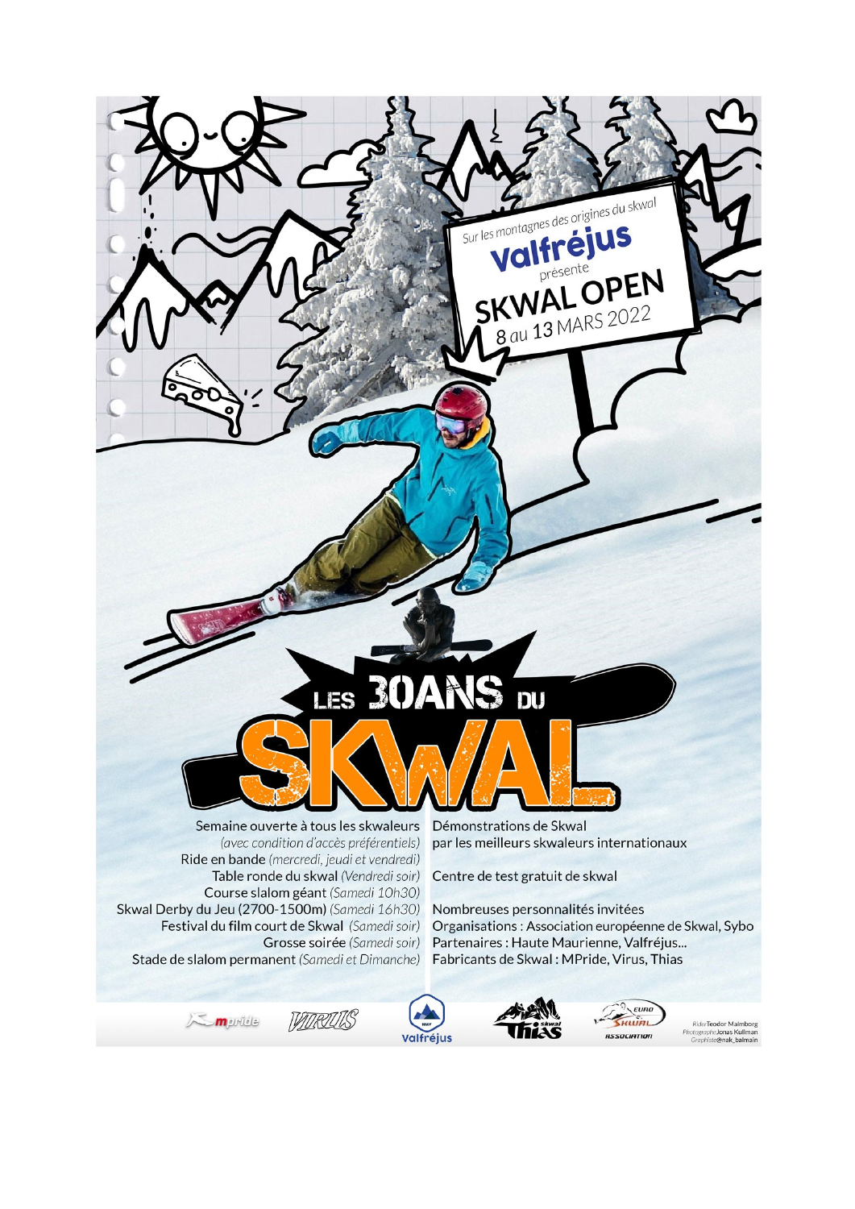Sur les montagnes des origines du skwal

**Valfréjus**

présente

# SKWAL OPEN

**8 au 13 MARS 2022**

## LES 30ANS DU SKWAL

Semaine ouverte à tous les skwaleurs *(avec condition d'accès préférentiels)*
Ride en bande *(mercredi, jeudi et vendredi)*
Table ronde du skwal *(Vendredi soir)*
Course slalom géant *(Samedi 10h30)*
Skwal Derby du Jeu (2700-1500m) *(Samedi 16h30)*
Festival du film court de Skwal *(Samedi soir)*
Grosse soirée *(Samedi soir)*
Stade de slalom permanent *(Samedi et Dimanche)*

Démonstrations de Skwal par les meilleurs skwaleurs internationaux

Centre de test gratuit de skwal

Nombreuses personnalités invitées
Organisations : Association européenne de Skwal, Sybo
Partenaires : Haute Maurienne, Valfréjus...
Fabricants de Skwal : MPride, Virus, Thias

mpride · VIRUS · Valfréjus · skwal Thias · EURO SKWAL ASSOCIATION

*Rider* Teodor Malmborg
*Photographe* Jonas Kullman
*Graphiste* @nak_balmain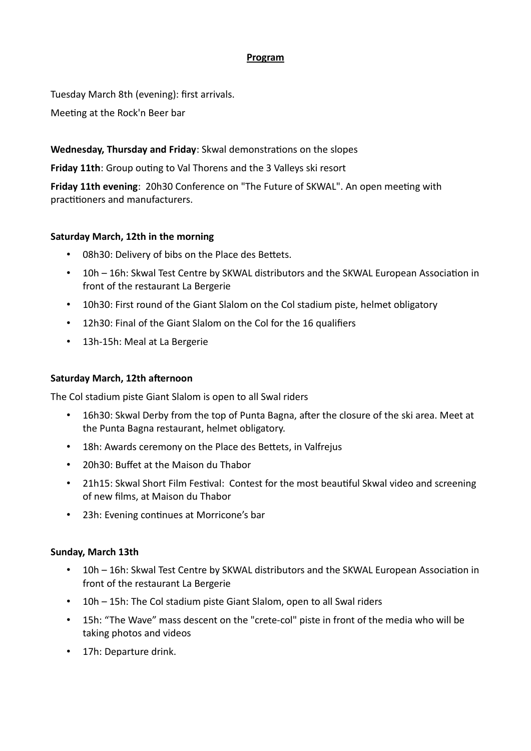**Program**

Tuesday March 8th (evening): first arrivals.

Meeting at the Rock'n Beer bar

**Wednesday, Thursday and Friday**: Skwal demonstrations on the slopes

**Friday 11th**: Group outing to Val Thorens and the 3 Valleys ski resort

**Friday 11th evening**: 20h30 Conference on "The Future of SKWAL". An open meeting with practitioners and manufacturers.

**Saturday March, 12th in the morning**

- 08h30: Delivery of bibs on the Place des Bettets.
- 10h – 16h: Skwal Test Centre by SKWAL distributors and the SKWAL European Association in front of the restaurant La Bergerie
- 10h30: First round of the Giant Slalom on the Col stadium piste, helmet obligatory
- 12h30: Final of the Giant Slalom on the Col for the 16 qualifiers
- 13h-15h: Meal at La Bergerie

**Saturday March, 12th afternoon**

The Col stadium piste Giant Slalom is open to all Swal riders

- 16h30: Skwal Derby from the top of Punta Bagna, after the closure of the ski area. Meet at the Punta Bagna restaurant, helmet obligatory.
- 18h: Awards ceremony on the Place des Bettets, in Valfrejus
- 20h30: Buffet at the Maison du Thabor
- 21h15: Skwal Short Film Festival: Contest for the most beautiful Skwal video and screening of new films, at Maison du Thabor
- 23h: Evening continues at Morricone's bar

**Sunday, March 13th**

- 10h – 16h: Skwal Test Centre by SKWAL distributors and the SKWAL European Association in front of the restaurant La Bergerie
- 10h – 15h: The Col stadium piste Giant Slalom, open to all Swal riders
- 15h: "The Wave" mass descent on the "crete-col" piste in front of the media who will be taking photos and videos
- 17h: Departure drink.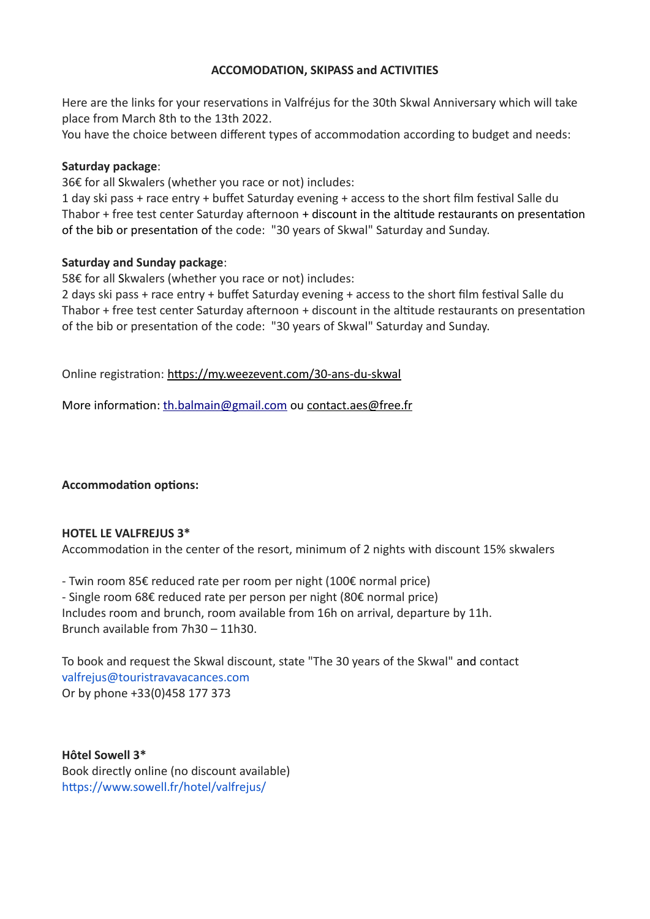**ACCOMODATION, SKIPASS and ACTIVITIES**

Here are the links for your reservations in Valfréjus for the 30th Skwal Anniversary which will take place from March 8th to the 13th 2022.
You have the choice between different types of accommodation according to budget and needs:

**Saturday package**:
36€ for all Skwalers (whether you race or not) includes:
1 day ski pass + race entry + buffet Saturday evening + access to the short film festival Salle du Thabor + free test center Saturday afternoon + discount in the altitude restaurants on presentation of the bib or presentation of the code: "30 years of Skwal" Saturday and Sunday.

**Saturday and Sunday package**:
58€ for all Skwalers (whether you race or not) includes:
2 days ski pass + race entry + buffet Saturday evening + access to the short film festival Salle du Thabor + free test center Saturday afternoon + discount in the altitude restaurants on presentation of the bib or presentation of the code: "30 years of Skwal" Saturday and Sunday.

Online registration: https://my.weezevent.com/30-ans-du-skwal

More information: th.balmain@gmail.com ou contact.aes@free.fr

**Accommodation options:**

**HOTEL LE VALFREJUS 3***
Accommodation in the center of the resort, minimum of 2 nights with discount 15% skwalers

- Twin room 85€ reduced rate per room per night (100€ normal price)
- Single room 68€ reduced rate per person per night (80€ normal price)

Includes room and brunch, room available from 16h on arrival, departure by 11h.
Brunch available from 7h30 – 11h30.

To book and request the Skwal discount, state "The 30 years of the Skwal" and contact valfrejus@touristravavacances.com
Or by phone +33(0)458 177 373

**Hôtel Sowell 3***
Book directly online (no discount available)
https://www.sowell.fr/hotel/valfrejus/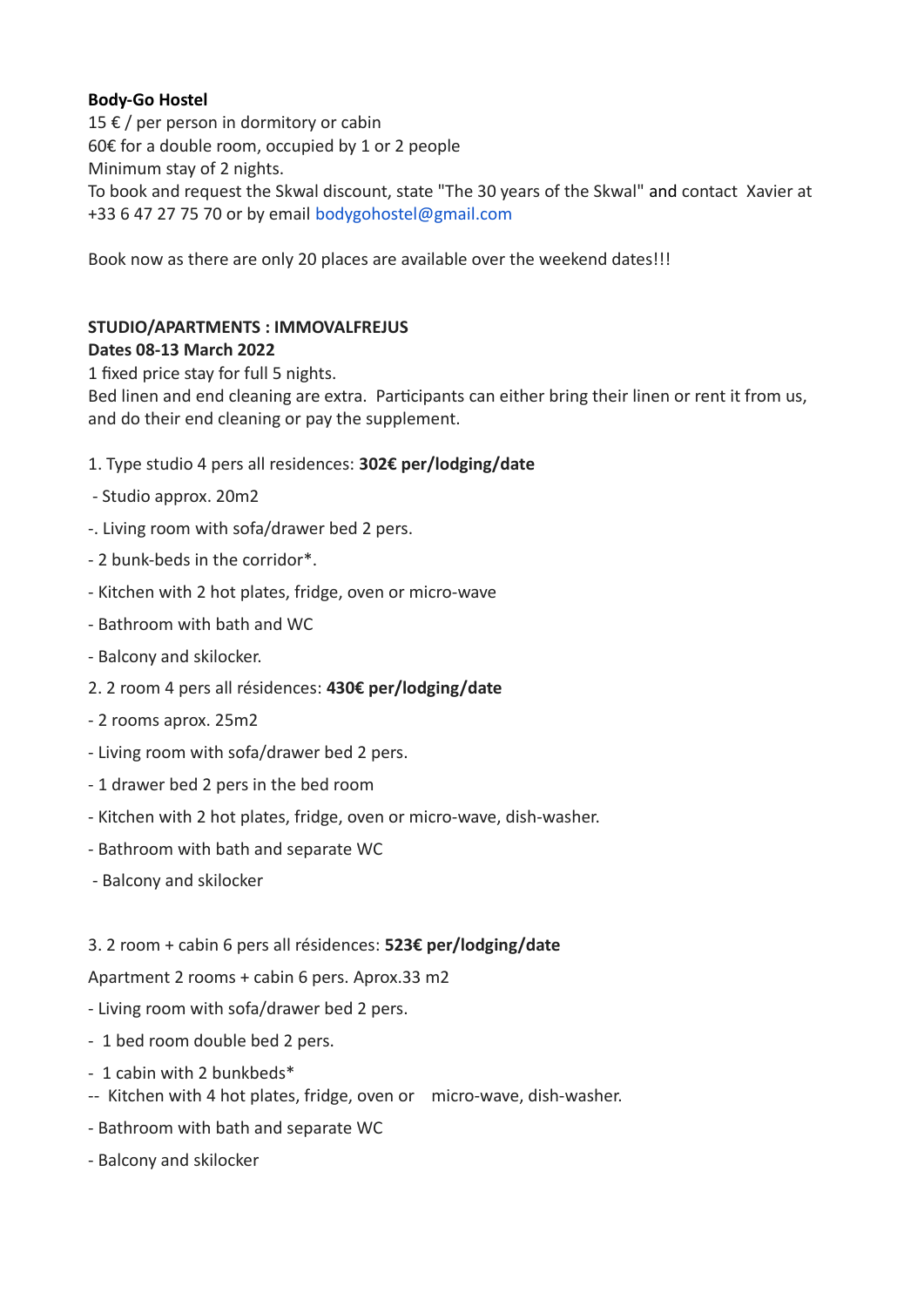**Body-Go Hostel**

15 € / per person in dormitory or cabin

60€ for a double room, occupied by 1 or 2 people

Minimum stay of 2 nights.

To book and request the Skwal discount, state "The 30 years of the Skwal" and contact Xavier at +33 6 47 27 75 70 or by email bodygohostel@gmail.com

Book now as there are only 20 places are available over the weekend dates!!!

**STUDIO/APARTMENTS : IMMOVALFREJUS**

**Dates 08-13 March 2022**

1 fixed price stay for full 5 nights.

Bed linen and end cleaning are extra. Participants can either bring their linen or rent it from us, and do their end cleaning or pay the supplement.

1. Type studio 4 pers all residences: **302€ per/lodging/date**

- Studio approx. 20m2
-. Living room with sofa/drawer bed 2 pers.
- 2 bunk-beds in the corridor*.
- Kitchen with 2 hot plates, fridge, oven or micro-wave
- Bathroom with bath and WC
- Balcony and skilocker.

2. 2 room 4 pers all résidences: **430€ per/lodging/date**

- 2 rooms aprox. 25m2
- Living room with sofa/drawer bed 2 pers.
- 1 drawer bed 2 pers in the bed room
- Kitchen with 2 hot plates, fridge, oven or micro-wave, dish-washer.
- Bathroom with bath and separate WC
- Balcony and skilocker

3. 2 room + cabin 6 pers all résidences: **523€ per/lodging/date**

Apartment 2 rooms + cabin 6 pers. Aprox.33 m2

- Living room with sofa/drawer bed 2 pers.
- 1 bed room double bed 2 pers.
- 1 cabin with 2 bunkbeds*
-- Kitchen with 4 hot plates, fridge, oven or micro-wave, dish-washer.
- Bathroom with bath and separate WC
- Balcony and skilocker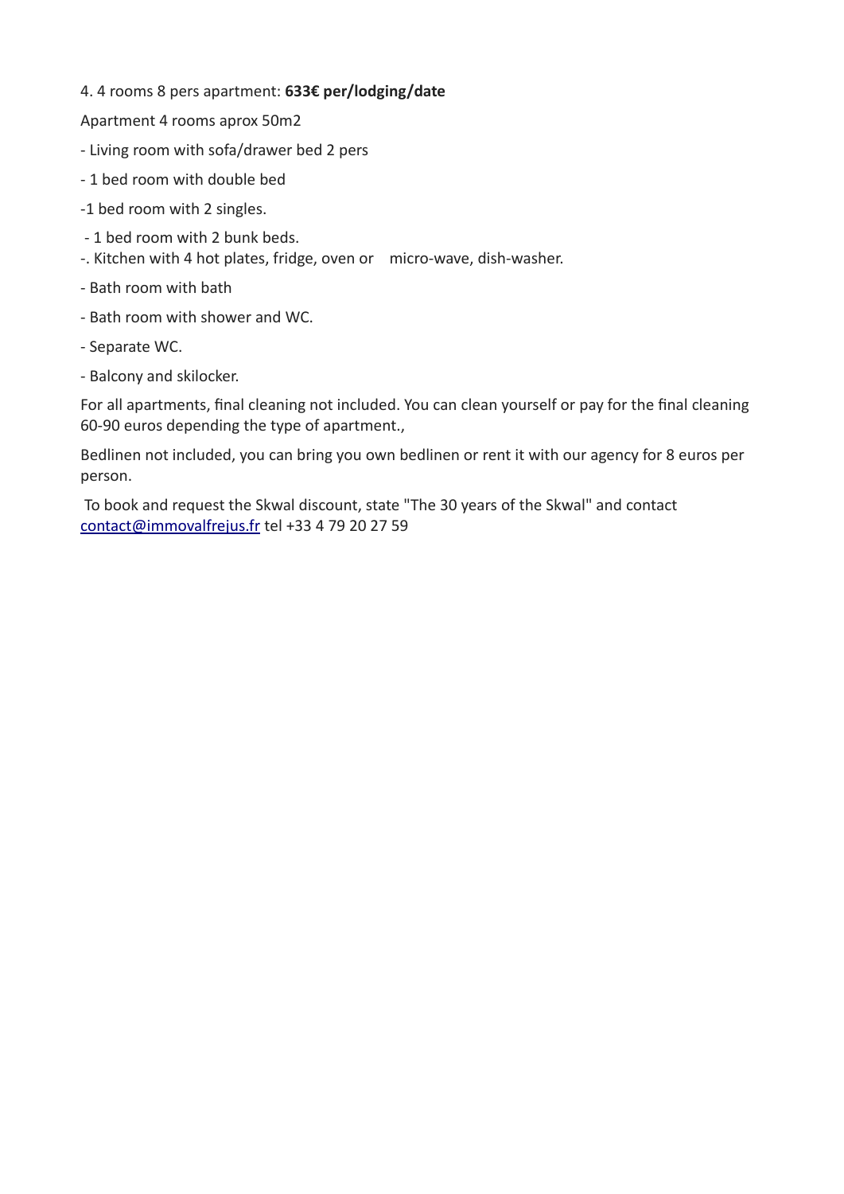4. 4 rooms 8 pers apartment: **633€ per/lodging/date**

Apartment 4 rooms aprox 50m2

- Living room with sofa/drawer bed 2 pers
- 1 bed room with double bed
-1 bed room with 2 singles.
- 1 bed room with 2 bunk beds.
-. Kitchen with 4 hot plates, fridge, oven or micro-wave, dish-washer.
- Bath room with bath
- Bath room with shower and WC.
- Separate WC.
- Balcony and skilocker.

For all apartments, final cleaning not included. You can clean yourself or pay for the final cleaning 60-90 euros depending the type of apartment.,

Bedlinen not included, you can bring you own bedlinen or rent it with our agency for 8 euros per person.

To book and request the Skwal discount, state "The 30 years of the Skwal" and contact contact@immovalfrejus.fr tel +33 4 79 20 27 59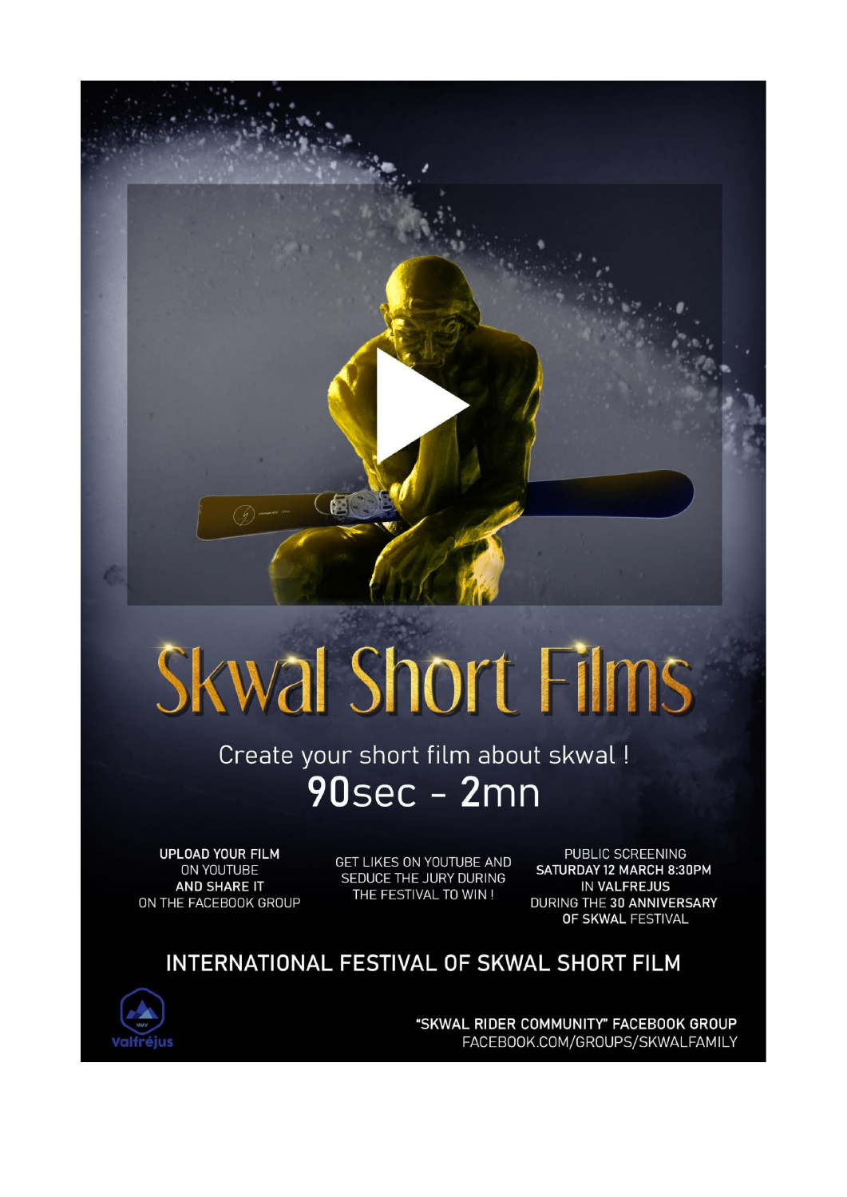# Skwal Short Films

Create your short film about skwal !

**90**sec - **2**mn

**UPLOAD YOUR FILM** ON YOUTUBE **AND SHARE IT** ON THE FACEBOOK GROUP

GET LIKES ON YOUTUBE AND SEDUCE THE JURY DURING THE FESTIVAL TO WIN !

PUBLIC SCREENING **SATURDAY 12 MARCH 8:30PM** IN **VALFREJUS** DURING THE **30 ANNIVERSARY OF SKWAL** FESTIVAL

## INTERNATIONAL FESTIVAL OF SKWAL SHORT FILM

Valfréjus

**"SKWAL RIDER COMMUNITY" FACEBOOK GROUP**
FACEBOOK.COM/GROUPS/SKWALFAMILY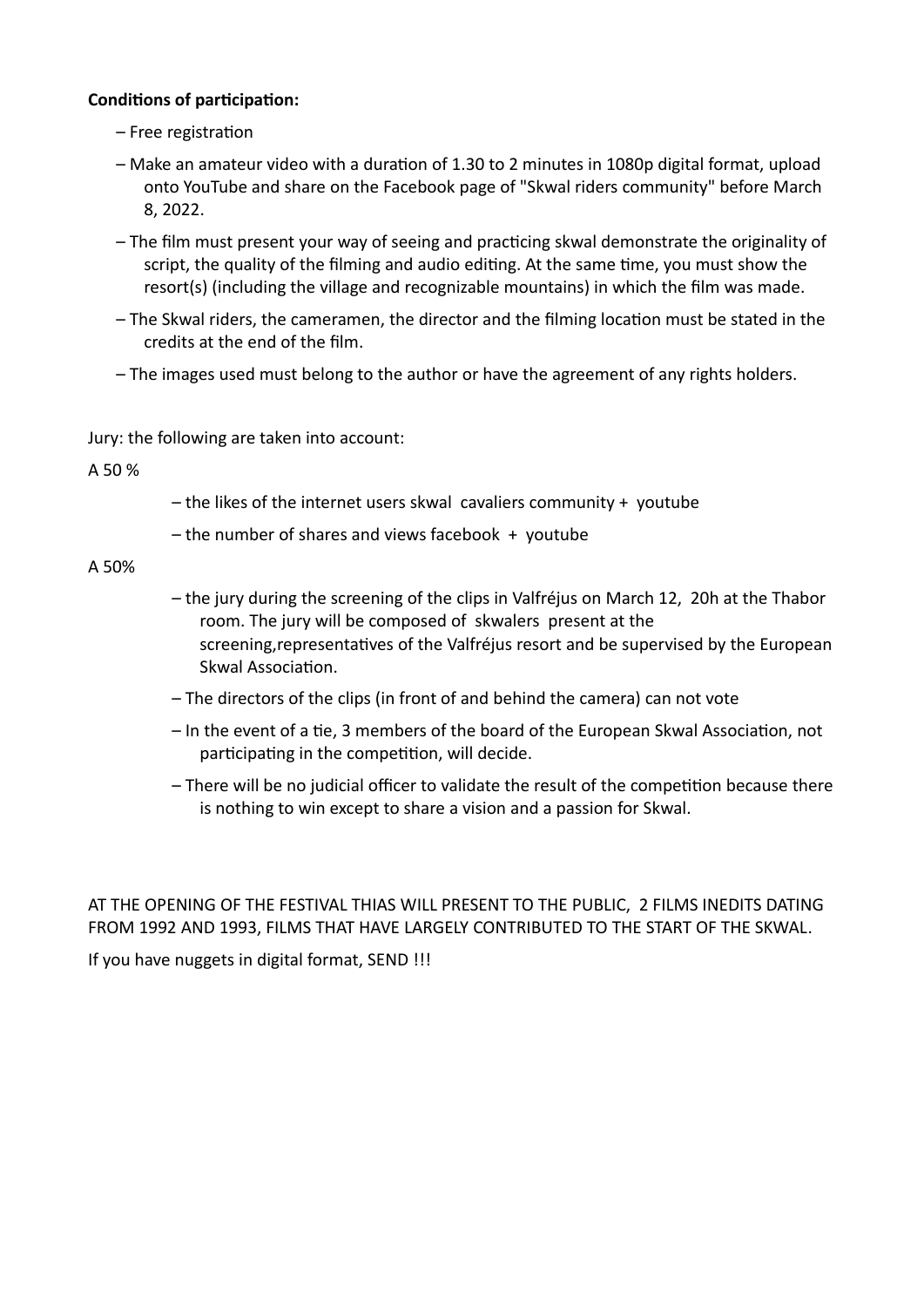**Conditions of participation:**

– Free registration

– Make an amateur video with a duration of 1.30 to 2 minutes in 1080p digital format, upload onto YouTube and share on the Facebook page of "Skwal riders community" before March 8, 2022.

– The film must present your way of seeing and practicing skwal demonstrate the originality of script, the quality of the filming and audio editing. At the same time, you must show the resort(s) (including the village and recognizable mountains) in which the film was made.

– The Skwal riders, the cameramen, the director and the filming location must be stated in the credits at the end of the film.

– The images used must belong to the author or have the agreement of any rights holders.

Jury: the following are taken into account:

A 50 %

– the likes of the internet users skwal cavaliers community + youtube

– the number of shares and views facebook + youtube

A 50%

– the jury during the screening of the clips in Valfréjus on March 12, 20h at the Thabor room. The jury will be composed of skwalers present at the screening,representatives of the Valfréjus resort and be supervised by the European Skwal Association.

– The directors of the clips (in front of and behind the camera) can not vote

– In the event of a tie, 3 members of the board of the European Skwal Association, not participating in the competition, will decide.

– There will be no judicial officer to validate the result of the competition because there is nothing to win except to share a vision and a passion for Skwal.

AT THE OPENING OF THE FESTIVAL THIAS WILL PRESENT TO THE PUBLIC, 2 FILMS INEDITS DATING FROM 1992 AND 1993, FILMS THAT HAVE LARGELY CONTRIBUTED TO THE START OF THE SKWAL.

If you have nuggets in digital format, SEND !!!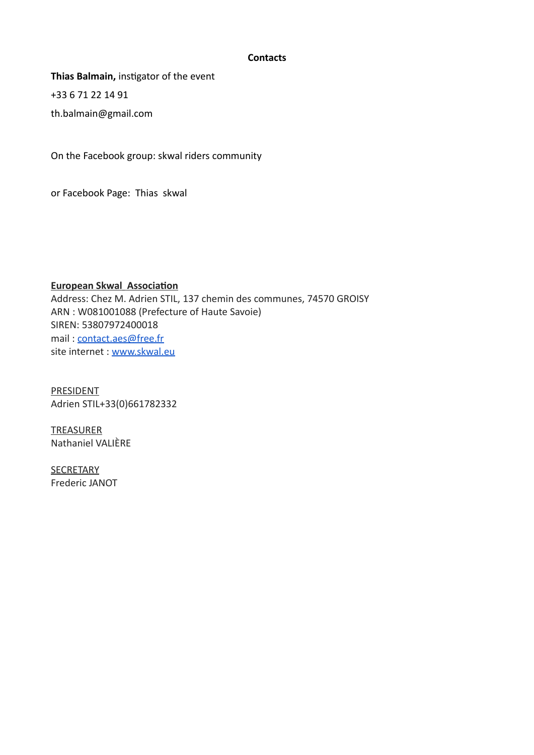# Contacts

**Thias Balmain,** instigator of the event

+33 6 71 22 14 91

th.balmain@gmail.com

On the Facebook group: skwal riders community

or Facebook Page: Thias skwal

**European Skwal Association**

Address: Chez M. Adrien STIL, 137 chemin des communes, 74570 GROISY
ARN : W081001088 (Prefecture of Haute Savoie)
SIREN: 53807972400018
mail : contact.aes@free.fr
site internet : www.skwal.eu

PRESIDENT
Adrien STIL+33(0)661782332

TREASURER
Nathaniel VALIÈRE

SECRETARY
Frederic JANOT